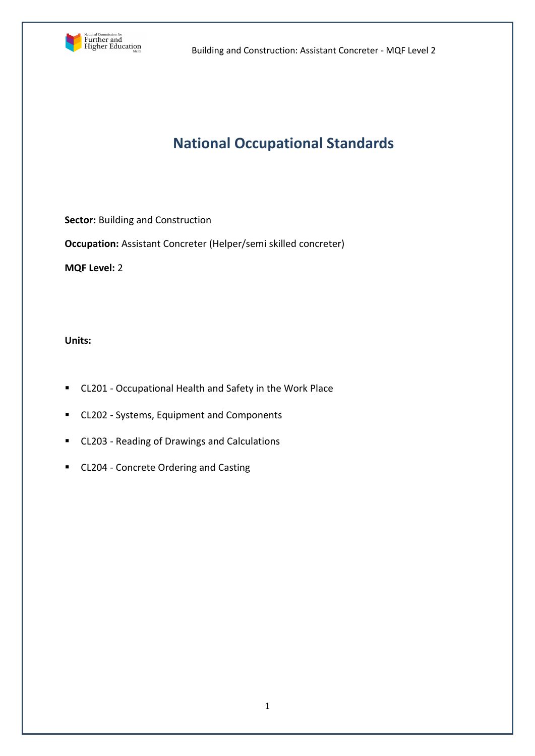# National Occupational Standards

**Sector:** Building and Construction

**Occupation:** Assistant Concreter (Helper/semi skilled concreter)

**MQF Level:** 2

**Units:**

- CL201 - Occupational Health and Safety in the Work Place
- CL202 - Systems, Equipment and Components
- CL203 - Reading of Drawings and Calculations
- CL204 - Concrete Ordering and Casting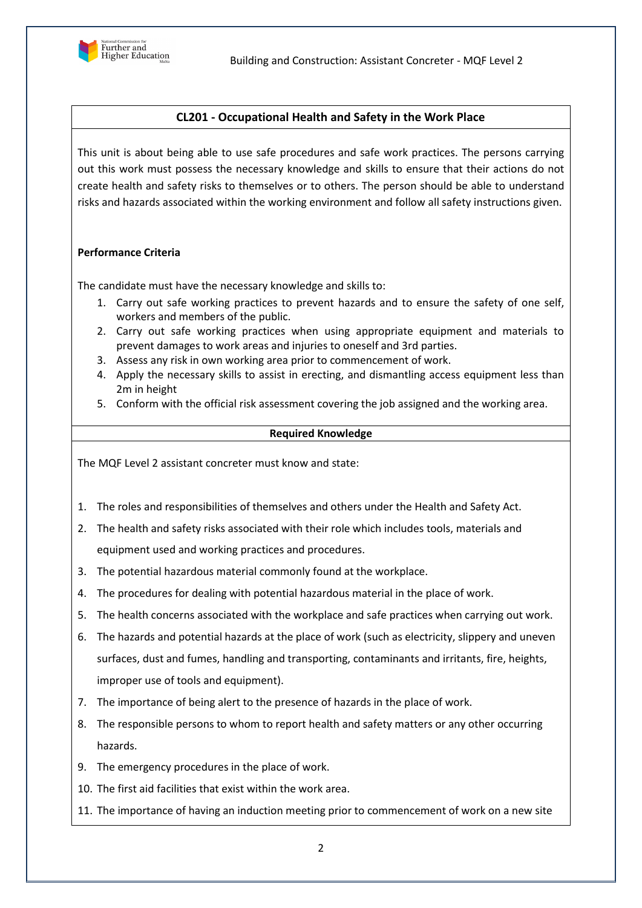## CL201 - Occupational Health and Safety in the Work Place

This unit is about being able to use safe procedures and safe work practices. The persons carrying out this work must possess the necessary knowledge and skills to ensure that their actions do not create health and safety risks to themselves or to others. The person should be able to understand risks and hazards associated within the working environment and follow all safety instructions given.

**Performance Criteria**

The candidate must have the necessary knowledge and skills to:

1. Carry out safe working practices to prevent hazards and to ensure the safety of one self, workers and members of the public.
2. Carry out safe working practices when using appropriate equipment and materials to prevent damages to work areas and injuries to oneself and 3rd parties.
3. Assess any risk in own working area prior to commencement of work.
4. Apply the necessary skills to assist in erecting, and dismantling access equipment less than 2m in height
5. Conform with the official risk assessment covering the job assigned and the working area.

**Required Knowledge**

The MQF Level 2 assistant concreter must know and state:

1. The roles and responsibilities of themselves and others under the Health and Safety Act.
2. The health and safety risks associated with their role which includes tools, materials and equipment used and working practices and procedures.
3. The potential hazardous material commonly found at the workplace.
4. The procedures for dealing with potential hazardous material in the place of work.
5. The health concerns associated with the workplace and safe practices when carrying out work.
6. The hazards and potential hazards at the place of work (such as electricity, slippery and uneven surfaces, dust and fumes, handling and transporting, contaminants and irritants, fire, heights, improper use of tools and equipment).
7. The importance of being alert to the presence of hazards in the place of work.
8. The responsible persons to whom to report health and safety matters or any other occurring hazards.
9. The emergency procedures in the place of work.
10. The first aid facilities that exist within the work area.
11. The importance of having an induction meeting prior to commencement of work on a new site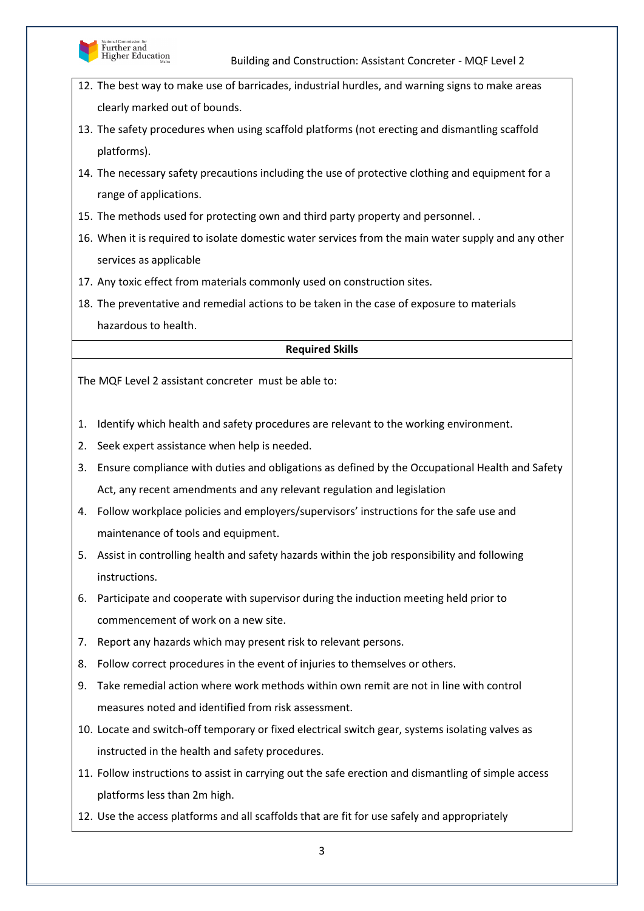12. The best way to make use of barricades, industrial hurdles, and warning signs to make areas clearly marked out of bounds.
13. The safety procedures when using scaffold platforms (not erecting and dismantling scaffold platforms).
14. The necessary safety precautions including the use of protective clothing and equipment for a range of applications.
15. The methods used for protecting own and third party property and personnel. .
16. When it is required to isolate domestic water services from the main water supply and any other services as applicable
17. Any toxic effect from materials commonly used on construction sites.
18. The preventative and remedial actions to be taken in the case of exposure to materials hazardous to health.

**Required Skills**

The MQF Level 2 assistant concreter must be able to:

1. Identify which health and safety procedures are relevant to the working environment.
2. Seek expert assistance when help is needed.
3. Ensure compliance with duties and obligations as defined by the Occupational Health and Safety Act, any recent amendments and any relevant regulation and legislation
4. Follow workplace policies and employers/supervisors' instructions for the safe use and maintenance of tools and equipment.
5. Assist in controlling health and safety hazards within the job responsibility and following instructions.
6. Participate and cooperate with supervisor during the induction meeting held prior to commencement of work on a new site.
7. Report any hazards which may present risk to relevant persons.
8. Follow correct procedures in the event of injuries to themselves or others.
9. Take remedial action where work methods within own remit are not in line with control measures noted and identified from risk assessment.
10. Locate and switch-off temporary or fixed electrical switch gear, systems isolating valves as instructed in the health and safety procedures.
11. Follow instructions to assist in carrying out the safe erection and dismantling of simple access platforms less than 2m high.
12. Use the access platforms and all scaffolds that are fit for use safely and appropriately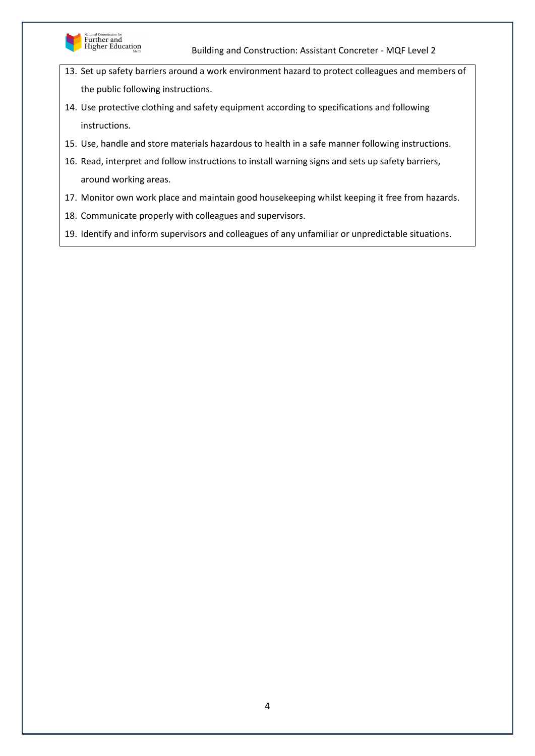13. Set up safety barriers around a work environment hazard to protect colleagues and members of the public following instructions.
14. Use protective clothing and safety equipment according to specifications and following instructions.
15. Use, handle and store materials hazardous to health in a safe manner following instructions.
16. Read, interpret and follow instructions to install warning signs and sets up safety barriers, around working areas.
17. Monitor own work place and maintain good housekeeping whilst keeping it free from hazards.
18. Communicate properly with colleagues and supervisors.
19. Identify and inform supervisors and colleagues of any unfamiliar or unpredictable situations.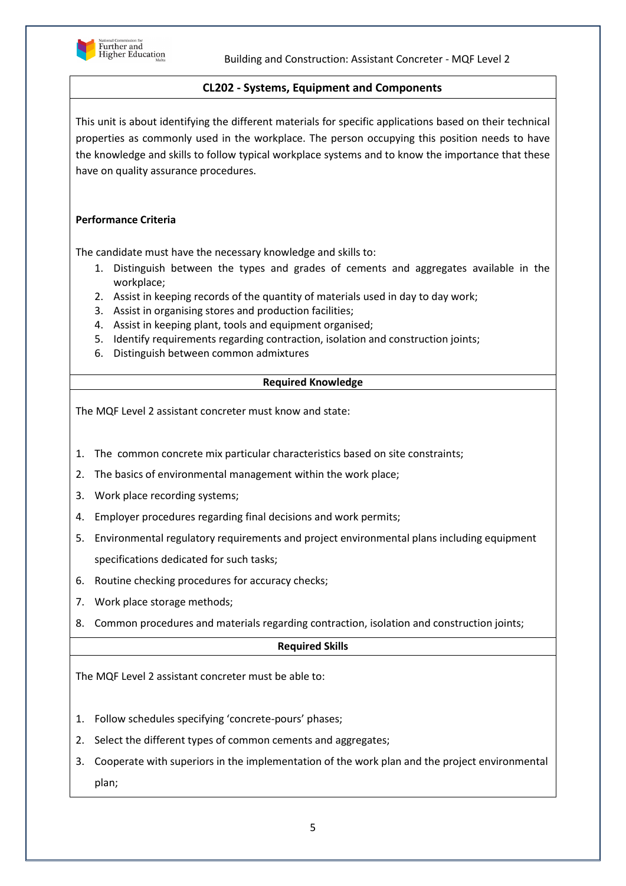## CL202 - Systems, Equipment and Components

This unit is about identifying the different materials for specific applications based on their technical properties as commonly used in the workplace. The person occupying this position needs to have the knowledge and skills to follow typical workplace systems and to know the importance that these have on quality assurance procedures.

**Performance Criteria**

The candidate must have the necessary knowledge and skills to:

1. Distinguish between the types and grades of cements and aggregates available in the workplace;
2. Assist in keeping records of the quantity of materials used in day to day work;
3. Assist in organising stores and production facilities;
4. Assist in keeping plant, tools and equipment organised;
5. Identify requirements regarding contraction, isolation and construction joints;
6. Distinguish between common admixtures

### Required Knowledge

The MQF Level 2 assistant concreter must know and state:

1. The common concrete mix particular characteristics based on site constraints;
2. The basics of environmental management within the work place;
3. Work place recording systems;
4. Employer procedures regarding final decisions and work permits;
5. Environmental regulatory requirements and project environmental plans including equipment specifications dedicated for such tasks;
6. Routine checking procedures for accuracy checks;
7. Work place storage methods;
8. Common procedures and materials regarding contraction, isolation and construction joints;

### Required Skills

The MQF Level 2 assistant concreter must be able to:

1. Follow schedules specifying 'concrete-pours' phases;
2. Select the different types of common cements and aggregates;
3. Cooperate with superiors in the implementation of the work plan and the project environmental plan;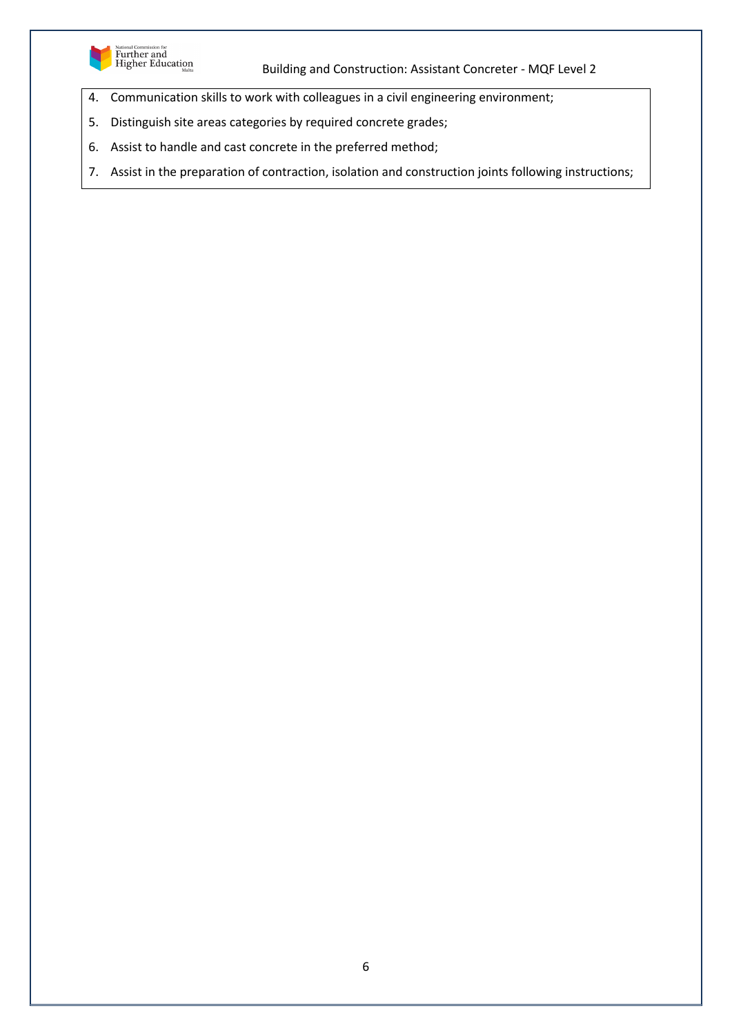4. Communication skills to work with colleagues in a civil engineering environment;
5. Distinguish site areas categories by required concrete grades;
6. Assist to handle and cast concrete in the preferred method;
7. Assist in the preparation of contraction, isolation and construction joints following instructions;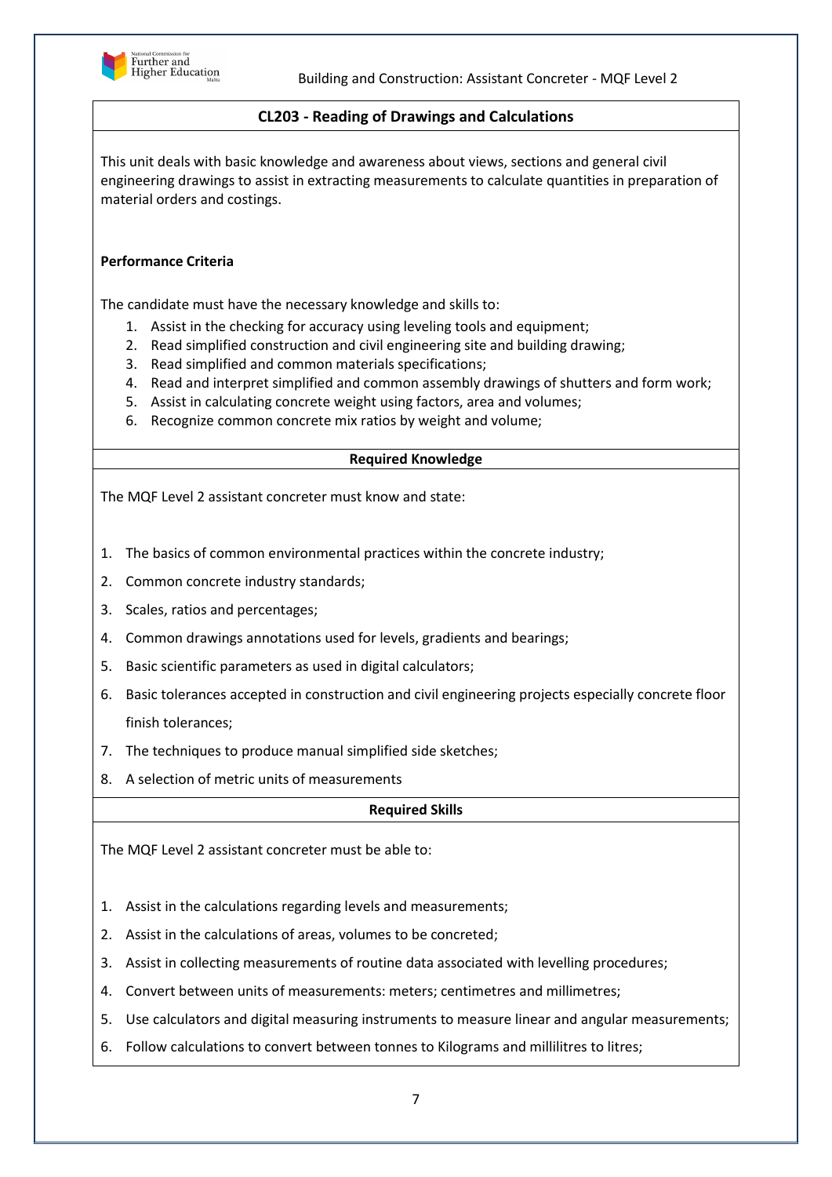## CL203 - Reading of Drawings and Calculations

This unit deals with basic knowledge and awareness about views, sections and general civil engineering drawings to assist in extracting measurements to calculate quantities in preparation of material orders and costings.

**Performance Criteria**

The candidate must have the necessary knowledge and skills to:

1. Assist in the checking for accuracy using leveling tools and equipment;
2. Read simplified construction and civil engineering site and building drawing;
3. Read simplified and common materials specifications;
4. Read and interpret simplified and common assembly drawings of shutters and form work;
5. Assist in calculating concrete weight using factors, area and volumes;
6. Recognize common concrete mix ratios by weight and volume;

**Required Knowledge**

The MQF Level 2 assistant concreter must know and state:

1. The basics of common environmental practices within the concrete industry;
2. Common concrete industry standards;
3. Scales, ratios and percentages;
4. Common drawings annotations used for levels, gradients and bearings;
5. Basic scientific parameters as used in digital calculators;
6. Basic tolerances accepted in construction and civil engineering projects especially concrete floor finish tolerances;
7. The techniques to produce manual simplified side sketches;
8. A selection of metric units of measurements

**Required Skills**

The MQF Level 2 assistant concreter must be able to:

1. Assist in the calculations regarding levels and measurements;
2. Assist in the calculations of areas, volumes to be concreted;
3. Assist in collecting measurements of routine data associated with levelling procedures;
4. Convert between units of measurements: meters; centimetres and millimetres;
5. Use calculators and digital measuring instruments to measure linear and angular measurements;
6. Follow calculations to convert between tonnes to Kilograms and millilitres to litres;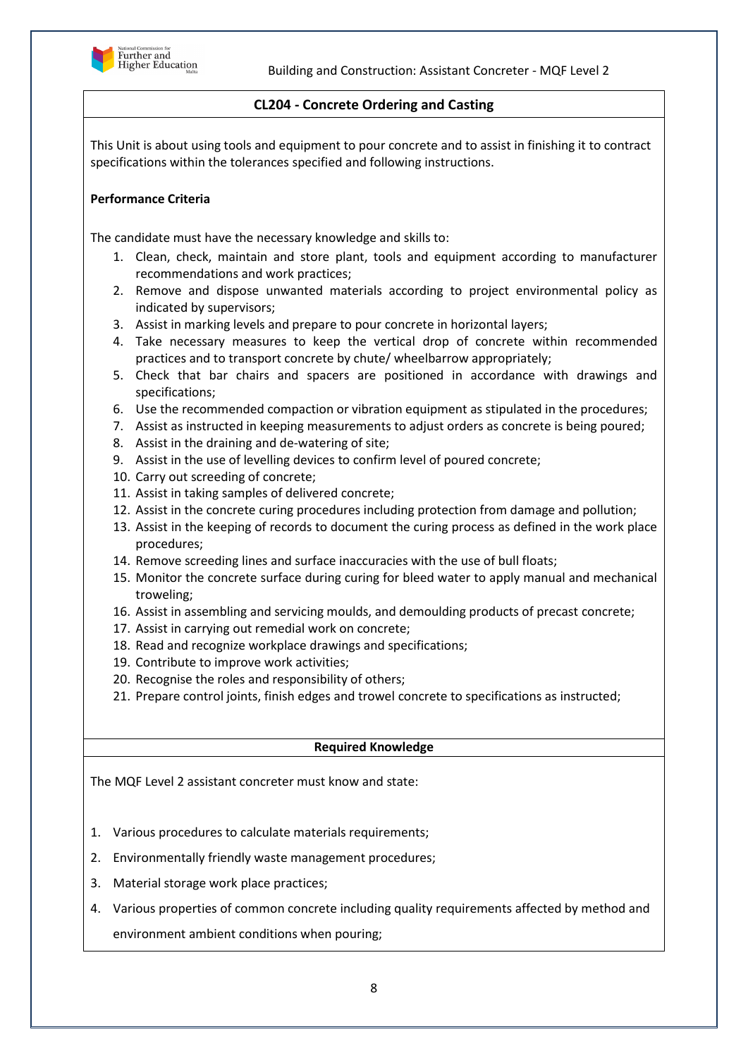## CL204 - Concrete Ordering and Casting

This Unit is about using tools and equipment to pour concrete and to assist in finishing it to contract specifications within the tolerances specified and following instructions.

**Performance Criteria**

The candidate must have the necessary knowledge and skills to:

1. Clean, check, maintain and store plant, tools and equipment according to manufacturer recommendations and work practices;
2. Remove and dispose unwanted materials according to project environmental policy as indicated by supervisors;
3. Assist in marking levels and prepare to pour concrete in horizontal layers;
4. Take necessary measures to keep the vertical drop of concrete within recommended practices and to transport concrete by chute/ wheelbarrow appropriately;
5. Check that bar chairs and spacers are positioned in accordance with drawings and specifications;
6. Use the recommended compaction or vibration equipment as stipulated in the procedures;
7. Assist as instructed in keeping measurements to adjust orders as concrete is being poured;
8. Assist in the draining and de-watering of site;
9. Assist in the use of levelling devices to confirm level of poured concrete;
10. Carry out screeding of concrete;
11. Assist in taking samples of delivered concrete;
12. Assist in the concrete curing procedures including protection from damage and pollution;
13. Assist in the keeping of records to document the curing process as defined in the work place procedures;
14. Remove screeding lines and surface inaccuracies with the use of bull floats;
15. Monitor the concrete surface during curing for bleed water to apply manual and mechanical troweling;
16. Assist in assembling and servicing moulds, and demoulding products of precast concrete;
17. Assist in carrying out remedial work on concrete;
18. Read and recognize workplace drawings and specifications;
19. Contribute to improve work activities;
20. Recognise the roles and responsibility of others;
21. Prepare control joints, finish edges and trowel concrete to specifications as instructed;

**Required Knowledge**

The MQF Level 2 assistant concreter must know and state:

1. Various procedures to calculate materials requirements;
2. Environmentally friendly waste management procedures;
3. Material storage work place practices;
4. Various properties of common concrete including quality requirements affected by method and environment ambient conditions when pouring;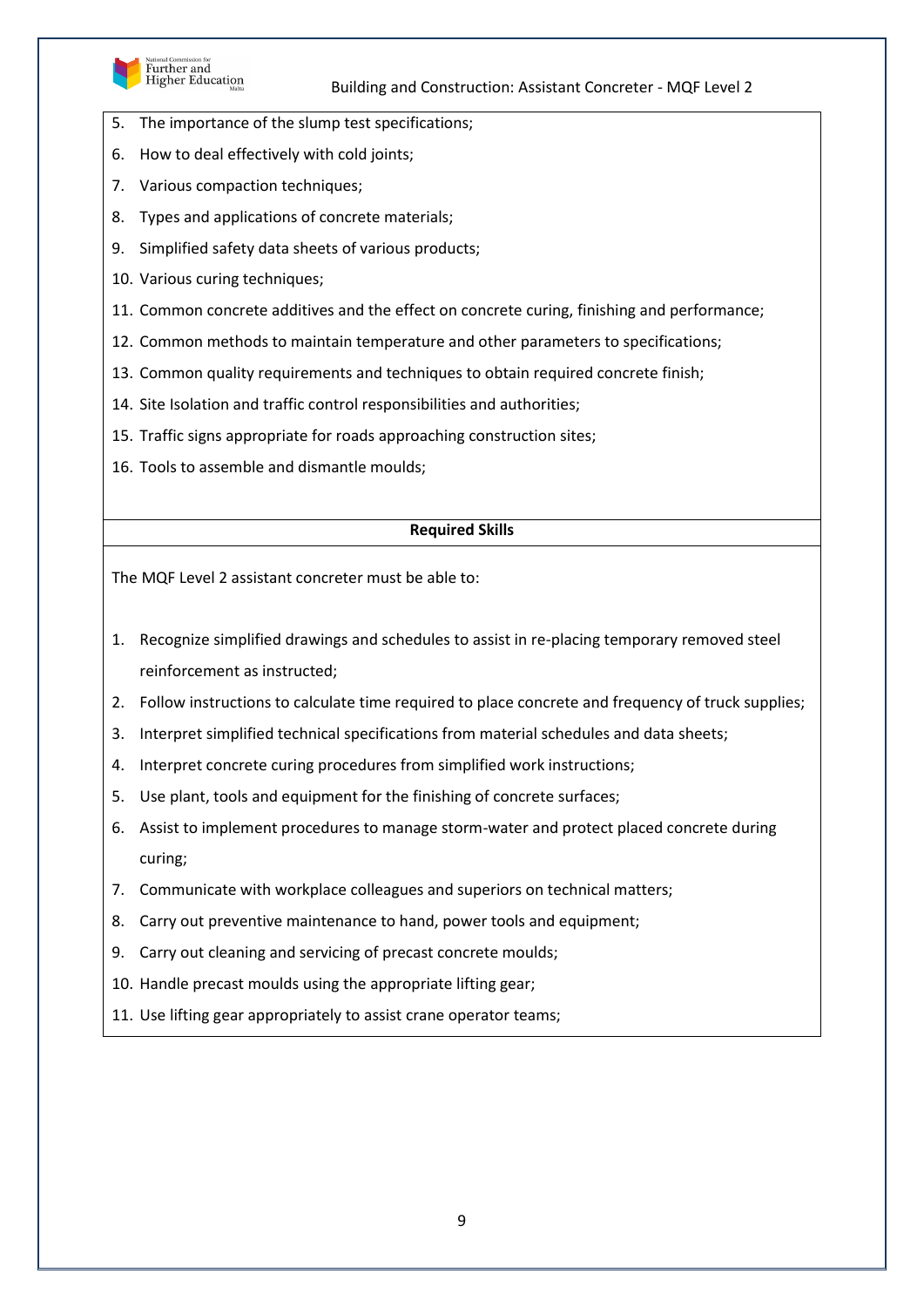5. The importance of the slump test specifications;
6. How to deal effectively with cold joints;
7. Various compaction techniques;
8. Types and applications of concrete materials;
9. Simplified safety data sheets of various products;
10. Various curing techniques;
11. Common concrete additives and the effect on concrete curing, finishing and performance;
12. Common methods to maintain temperature and other parameters to specifications;
13. Common quality requirements and techniques to obtain required concrete finish;
14. Site Isolation and traffic control responsibilities and authorities;
15. Traffic signs appropriate for roads approaching construction sites;
16. Tools to assemble and dismantle moulds;

**Required Skills**

The MQF Level 2 assistant concreter must be able to:

1. Recognize simplified drawings and schedules to assist in re-placing temporary removed steel reinforcement as instructed;
2. Follow instructions to calculate time required to place concrete and frequency of truck supplies;
3. Interpret simplified technical specifications from material schedules and data sheets;
4. Interpret concrete curing procedures from simplified work instructions;
5. Use plant, tools and equipment for the finishing of concrete surfaces;
6. Assist to implement procedures to manage storm-water and protect placed concrete during curing;
7. Communicate with workplace colleagues and superiors on technical matters;
8. Carry out preventive maintenance to hand, power tools and equipment;
9. Carry out cleaning and servicing of precast concrete moulds;
10. Handle precast moulds using the appropriate lifting gear;
11. Use lifting gear appropriately to assist crane operator teams;